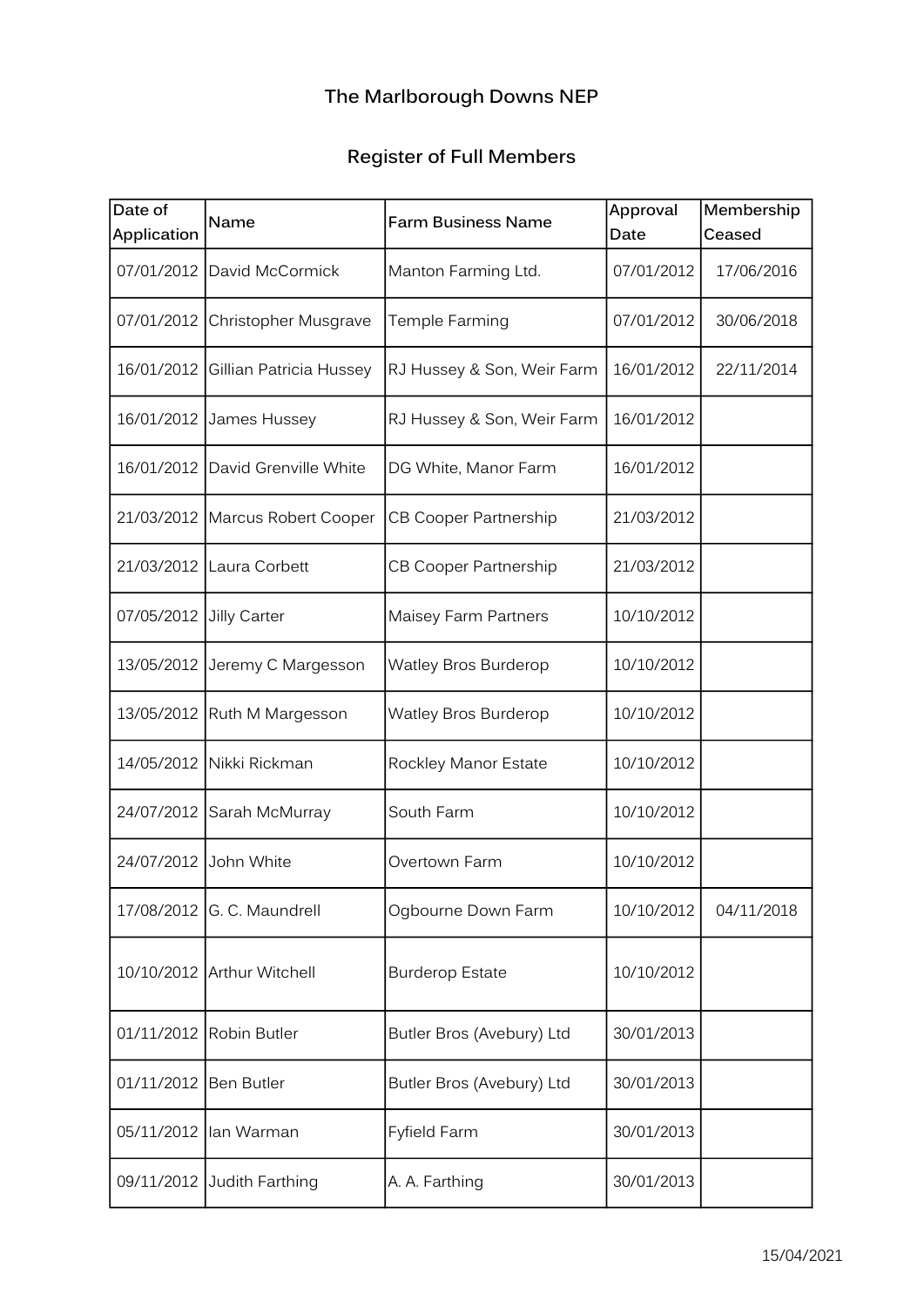# The Marlborough Downs NEP

## Register of Full Members

| Date of Application | Name | Farm Business Name | Approval Date | Membership Ceased |
|---|---|---|---|---|
| 07/01/2012 | David McCormick | Manton Farming Ltd. | 07/01/2012 | 17/06/2016 |
| 07/01/2012 | Christopher Musgrave | Temple Farming | 07/01/2012 | 30/06/2018 |
| 16/01/2012 | Gillian Patricia Hussey | RJ Hussey & Son, Weir Farm | 16/01/2012 | 22/11/2014 |
| 16/01/2012 | James Hussey | RJ Hussey & Son, Weir Farm | 16/01/2012 | |
| 16/01/2012 | David Grenville White | DG White, Manor Farm | 16/01/2012 | |
| 21/03/2012 | Marcus Robert Cooper | CB Cooper Partnership | 21/03/2012 | |
| 21/03/2012 | Laura Corbett | CB Cooper Partnership | 21/03/2012 | |
| 07/05/2012 | Jilly Carter | Maisey Farm Partners | 10/10/2012 | |
| 13/05/2012 | Jeremy C Margesson | Watley Bros Burderop | 10/10/2012 | |
| 13/05/2012 | Ruth M Margesson | Watley Bros Burderop | 10/10/2012 | |
| 14/05/2012 | Nikki Rickman | Rockley Manor Estate | 10/10/2012 | |
| 24/07/2012 | Sarah McMurray | South Farm | 10/10/2012 | |
| 24/07/2012 | John White | Overtown Farm | 10/10/2012 | |
| 17/08/2012 | G. C. Maundrell | Ogbourne Down Farm | 10/10/2012 | 04/11/2018 |
| 10/10/2012 | Arthur Witchell | Burderop Estate | 10/10/2012 | |
| 01/11/2012 | Robin Butler | Butler Bros (Avebury) Ltd | 30/01/2013 | |
| 01/11/2012 | Ben Butler | Butler Bros (Avebury) Ltd | 30/01/2013 | |
| 05/11/2012 | Ian Warman | Fyfield Farm | 30/01/2013 | |
| 09/11/2012 | Judith Farthing | A. A. Farthing | 30/01/2013 | |

15/04/2021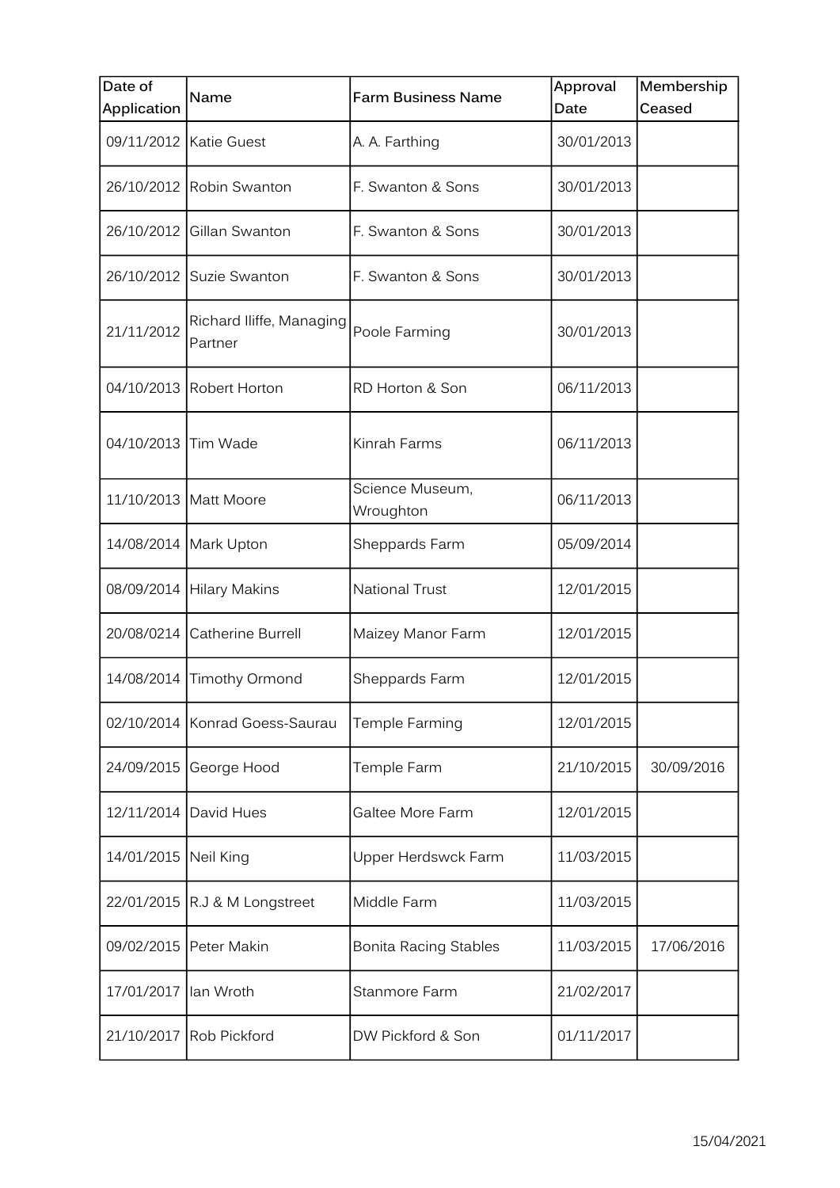| Date of Application | Name | Farm Business Name | Approval Date | Membership Ceased |
| --- | --- | --- | --- | --- |
| 09/11/2012 | Katie Guest | A. A. Farthing | 30/01/2013 | |
| 26/10/2012 | Robin Swanton | F. Swanton & Sons | 30/01/2013 | |
| 26/10/2012 | Gillan Swanton | F. Swanton & Sons | 30/01/2013 | |
| 26/10/2012 | Suzie Swanton | F. Swanton & Sons | 30/01/2013 | |
| 21/11/2012 | Richard Iliffe, Managing Partner | Poole Farming | 30/01/2013 | |
| 04/10/2013 | Robert Horton | RD Horton & Son | 06/11/2013 | |
| 04/10/2013 | Tim Wade | Kinrah Farms | 06/11/2013 | |
| 11/10/2013 | Matt Moore | Science Museum, Wroughton | 06/11/2013 | |
| 14/08/2014 | Mark Upton | Sheppards Farm | 05/09/2014 | |
| 08/09/2014 | Hilary Makins | National Trust | 12/01/2015 | |
| 20/08/0214 | Catherine Burrell | Maizey Manor Farm | 12/01/2015 | |
| 14/08/2014 | Timothy Ormond | Sheppards Farm | 12/01/2015 | |
| 02/10/2014 | Konrad Goess-Saurau | Temple Farming | 12/01/2015 | |
| 24/09/2015 | George Hood | Temple Farm | 21/10/2015 | 30/09/2016 |
| 12/11/2014 | David Hues | Galtee More Farm | 12/01/2015 | |
| 14/01/2015 | Neil King | Upper Herdswck Farm | 11/03/2015 | |
| 22/01/2015 | R.J & M Longstreet | Middle Farm | 11/03/2015 | |
| 09/02/2015 | Peter Makin | Bonita Racing Stables | 11/03/2015 | 17/06/2016 |
| 17/01/2017 | Ian Wroth | Stanmore Farm | 21/02/2017 | |
| 21/10/2017 | Rob Pickford | DW Pickford & Son | 01/11/2017 | |

15/04/2021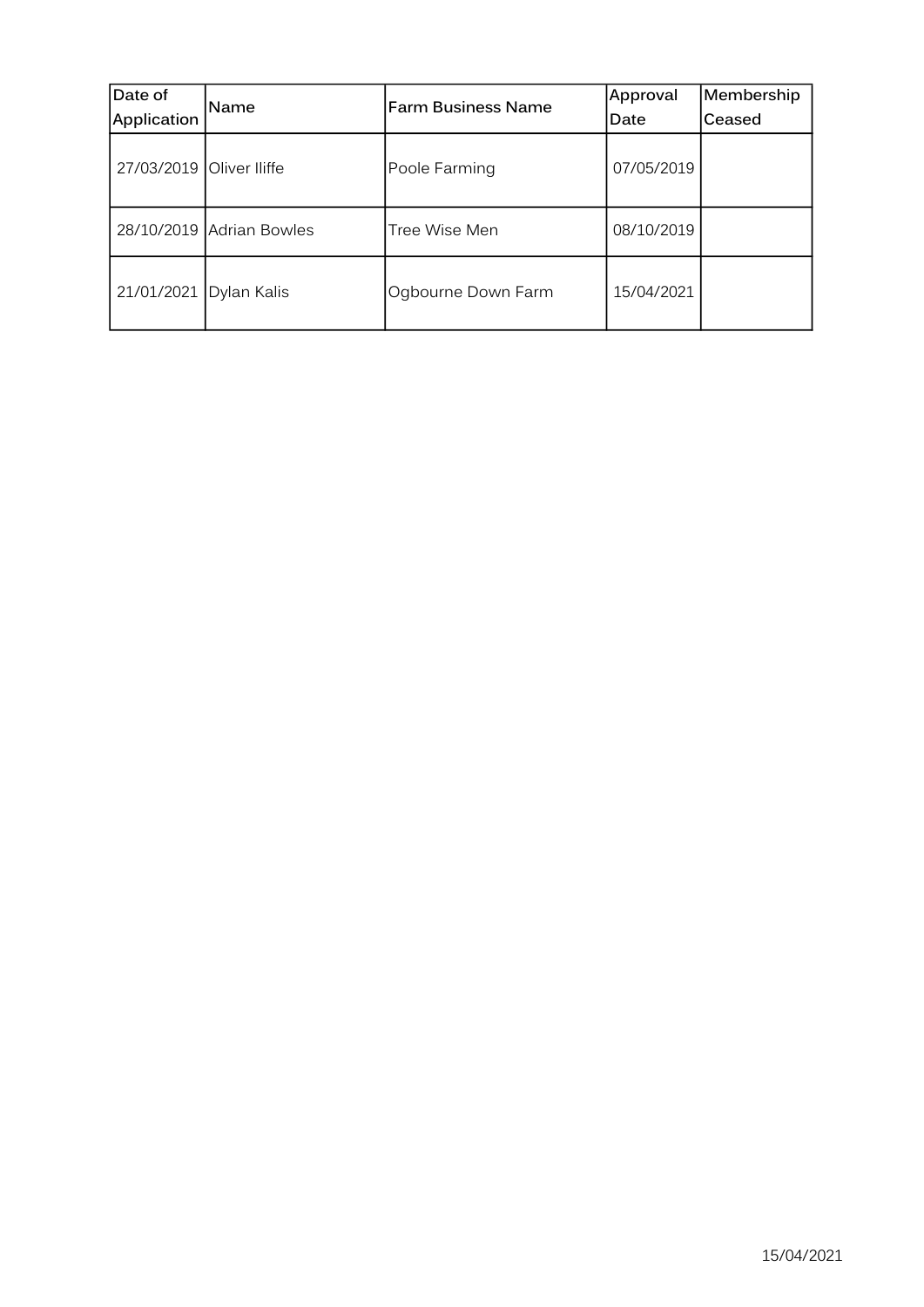| Date of Application | Name | Farm Business Name | Approval Date | Membership Ceased |
|---|---|---|---|---|
| 27/03/2019 | Oliver Iliffe | Poole Farming | 07/05/2019 | |
| 28/10/2019 | Adrian Bowles | Tree Wise Men | 08/10/2019 | |
| 21/01/2021 | Dylan Kalis | Ogbourne Down Farm | 15/04/2021 | |

15/04/2021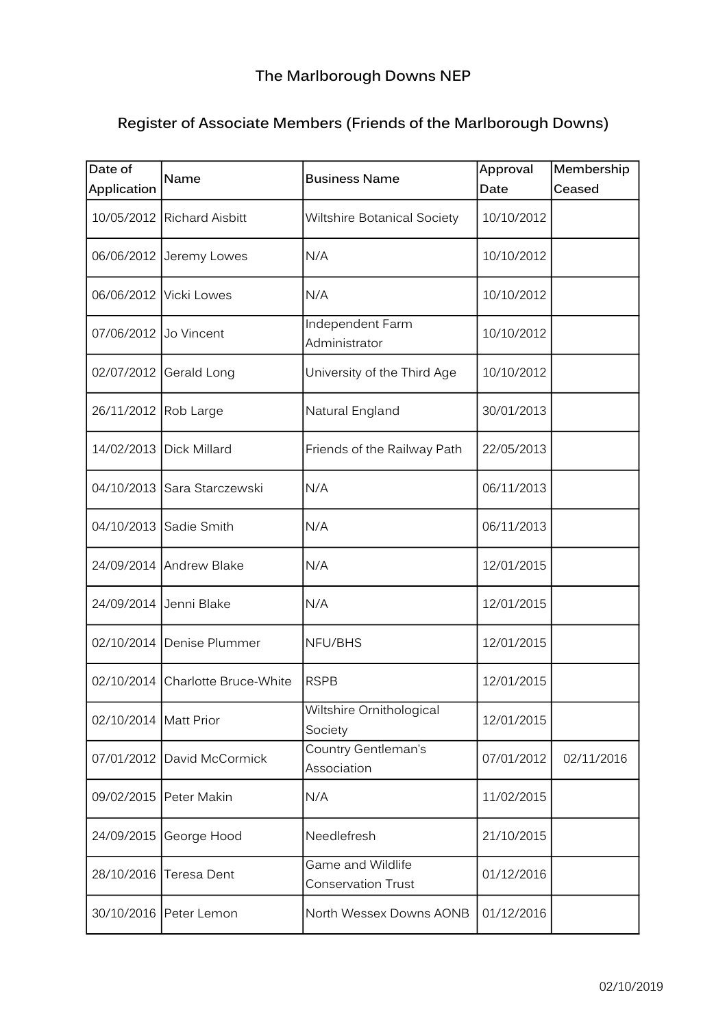# The Marlborough Downs NEP

## Register of Associate Members (Friends of the Marlborough Downs)

| Date of Application | Name | Business Name | Approval Date | Membership Ceased |
|---|---|---|---|---|
| 10/05/2012 | Richard Aisbitt | Wiltshire Botanical Society | 10/10/2012 | |
| 06/06/2012 | Jeremy Lowes | N/A | 10/10/2012 | |
| 06/06/2012 | Vicki Lowes | N/A | 10/10/2012 | |
| 07/06/2012 | Jo Vincent | Independent Farm Administrator | 10/10/2012 | |
| 02/07/2012 | Gerald Long | University of the Third Age | 10/10/2012 | |
| 26/11/2012 | Rob Large | Natural England | 30/01/2013 | |
| 14/02/2013 | Dick Millard | Friends of the Railway Path | 22/05/2013 | |
| 04/10/2013 | Sara Starczewski | N/A | 06/11/2013 | |
| 04/10/2013 | Sadie Smith | N/A | 06/11/2013 | |
| 24/09/2014 | Andrew Blake | N/A | 12/01/2015 | |
| 24/09/2014 | Jenni Blake | N/A | 12/01/2015 | |
| 02/10/2014 | Denise Plummer | NFU/BHS | 12/01/2015 | |
| 02/10/2014 | Charlotte Bruce-White | RSPB | 12/01/2015 | |
| 02/10/2014 | Matt Prior | Wiltshire Ornithological Society | 12/01/2015 | |
| 07/01/2012 | David McCormick | Country Gentleman's Association | 07/01/2012 | 02/11/2016 |
| 09/02/2015 | Peter Makin | N/A | 11/02/2015 | |
| 24/09/2015 | George Hood | Needlefresh | 21/10/2015 | |
| 28/10/2016 | Teresa Dent | Game and Wildlife Conservation Trust | 01/12/2016 | |
| 30/10/2016 | Peter Lemon | North Wessex Downs AONB | 01/12/2016 | |

02/10/2019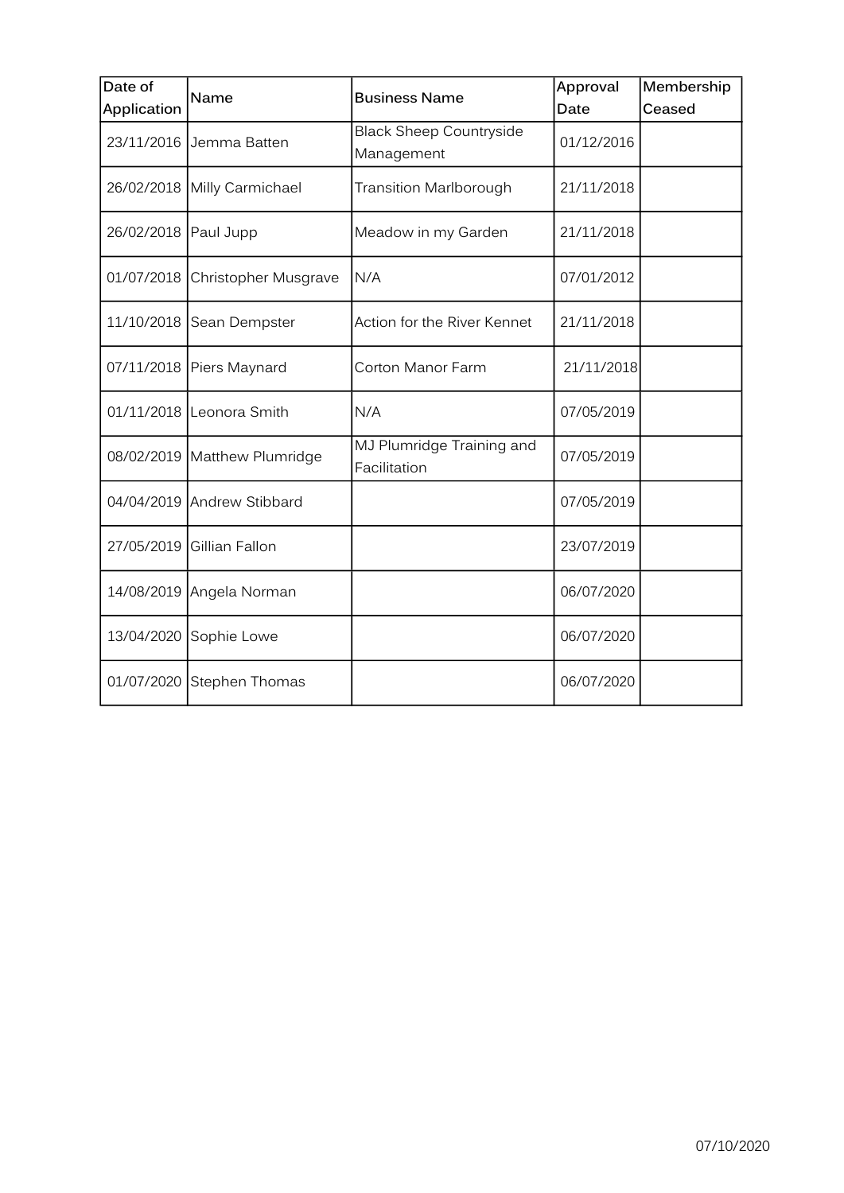| Date of Application | Name | Business Name | Approval Date | Membership Ceased |
|---|---|---|---|---|
| 23/11/2016 | Jemma Batten | Black Sheep Countryside Management | 01/12/2016 | |
| 26/02/2018 | Milly Carmichael | Transition Marlborough | 21/11/2018 | |
| 26/02/2018 | Paul Jupp | Meadow in my Garden | 21/11/2018 | |
| 01/07/2018 | Christopher Musgrave | N/A | 07/01/2012 | |
| 11/10/2018 | Sean Dempster | Action for the River Kennet | 21/11/2018 | |
| 07/11/2018 | Piers Maynard | Corton Manor Farm | 21/11/2018 | |
| 01/11/2018 | Leonora Smith | N/A | 07/05/2019 | |
| 08/02/2019 | Matthew Plumridge | MJ Plumridge Training and Facilitation | 07/05/2019 | |
| 04/04/2019 | Andrew Stibbard | | 07/05/2019 | |
| 27/05/2019 | Gillian Fallon | | 23/07/2019 | |
| 14/08/2019 | Angela Norman | | 06/07/2020 | |
| 13/04/2020 | Sophie Lowe | | 06/07/2020 | |
| 01/07/2020 | Stephen Thomas | | 06/07/2020 | |